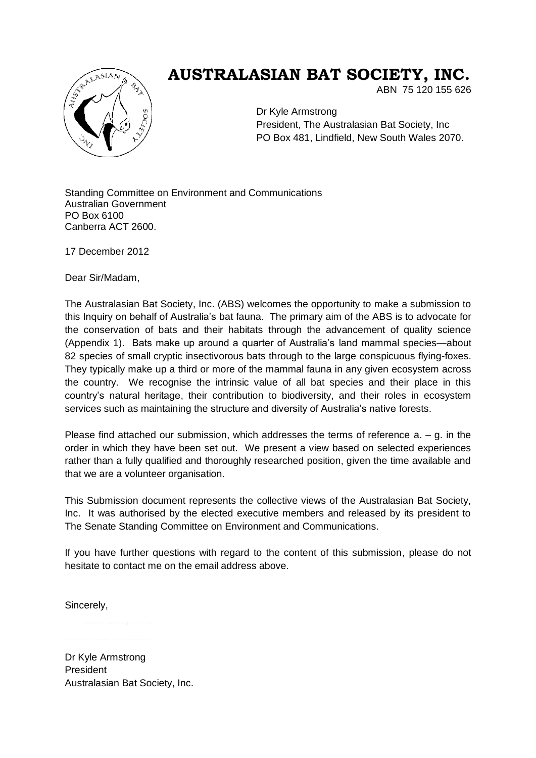# AUSTRALASIAN BAT SOCIETY, INC.

ABN 75 120 155 626

Dr Kyle Armstrong
President, The Australasian Bat Society, Inc
PO Box 481, Lindfield, New South Wales 2070.

Standing Committee on Environment and Communications
Australian Government
PO Box 6100
Canberra ACT 2600.

17 December 2012

Dear Sir/Madam,

The Australasian Bat Society, Inc. (ABS) welcomes the opportunity to make a submission to this Inquiry on behalf of Australia's bat fauna. The primary aim of the ABS is to advocate for the conservation of bats and their habitats through the advancement of quality science (Appendix 1). Bats make up around a quarter of Australia's land mammal species—about 82 species of small cryptic insectivorous bats through to the large conspicuous flying-foxes. They typically make up a third or more of the mammal fauna in any given ecosystem across the country. We recognise the intrinsic value of all bat species and their place in this country's natural heritage, their contribution to biodiversity, and their roles in ecosystem services such as maintaining the structure and diversity of Australia's native forests.

Please find attached our submission, which addresses the terms of reference a. – g. in the order in which they have been set out. We present a view based on selected experiences rather than a fully qualified and thoroughly researched position, given the time available and that we are a volunteer organisation.

This Submission document represents the collective views of the Australasian Bat Society, Inc. It was authorised by the elected executive members and released by its president to The Senate Standing Committee on Environment and Communications.

If you have further questions with regard to the content of this submission, please do not hesitate to contact me on the email address above.

Sincerely,

Dr Kyle Armstrong
President
Australasian Bat Society, Inc.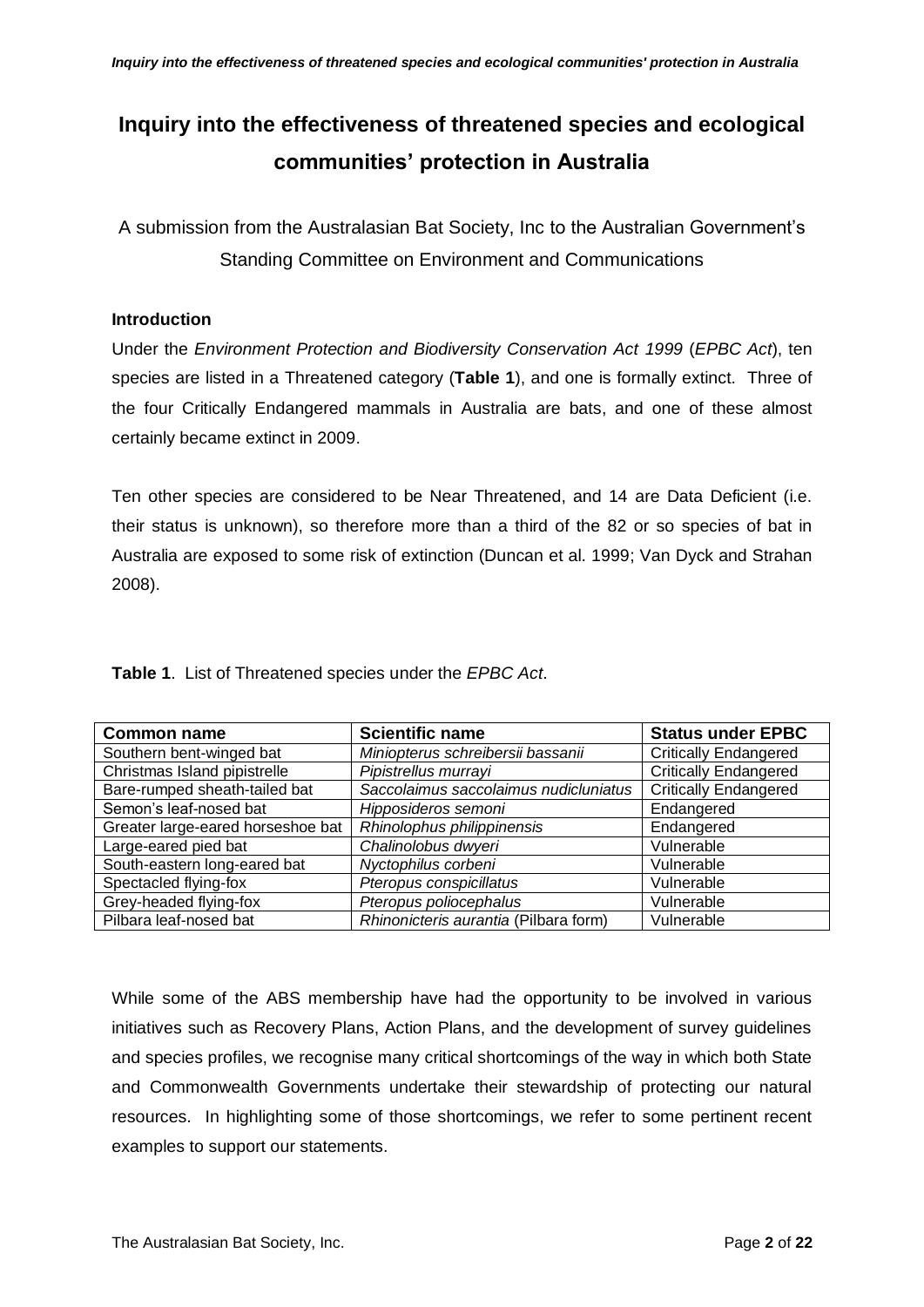# Inquiry into the effectiveness of threatened species and ecological communities' protection in Australia

A submission from the Australasian Bat Society, Inc to the Australian Government's Standing Committee on Environment and Communications

### Introduction

Under the *Environment Protection and Biodiversity Conservation Act 1999* (*EPBC Act*), ten species are listed in a Threatened category (**Table 1**), and one is formally extinct. Three of the four Critically Endangered mammals in Australia are bats, and one of these almost certainly became extinct in 2009.

Ten other species are considered to be Near Threatened, and 14 are Data Deficient (i.e. their status is unknown), so therefore more than a third of the 82 or so species of bat in Australia are exposed to some risk of extinction (Duncan et al. 1999; Van Dyck and Strahan 2008).

**Table 1**. List of Threatened species under the *EPBC Act*.

| Common name | Scientific name | Status under EPBC |
|---|---|---|
| Southern bent-winged bat | *Miniopterus schreibersii bassanii* | Critically Endangered |
| Christmas Island pipistrelle | *Pipistrellus murrayi* | Critically Endangered |
| Bare-rumped sheath-tailed bat | *Saccolaimus saccolaimus nudicluniatus* | Critically Endangered |
| Semon's leaf-nosed bat | *Hipposideros semoni* | Endangered |
| Greater large-eared horseshoe bat | *Rhinolophus philippinensis* | Endangered |
| Large-eared pied bat | *Chalinolobus dwyeri* | Vulnerable |
| South-eastern long-eared bat | *Nyctophilus corbeni* | Vulnerable |
| Spectacled flying-fox | *Pteropus conspicillatus* | Vulnerable |
| Grey-headed flying-fox | *Pteropus poliocephalus* | Vulnerable |
| Pilbara leaf-nosed bat | *Rhinonicteris aurantia* (Pilbara form) | Vulnerable |

While some of the ABS membership have had the opportunity to be involved in various initiatives such as Recovery Plans, Action Plans, and the development of survey guidelines and species profiles, we recognise many critical shortcomings of the way in which both State and Commonwealth Governments undertake their stewardship of protecting our natural resources. In highlighting some of those shortcomings, we refer to some pertinent recent examples to support our statements.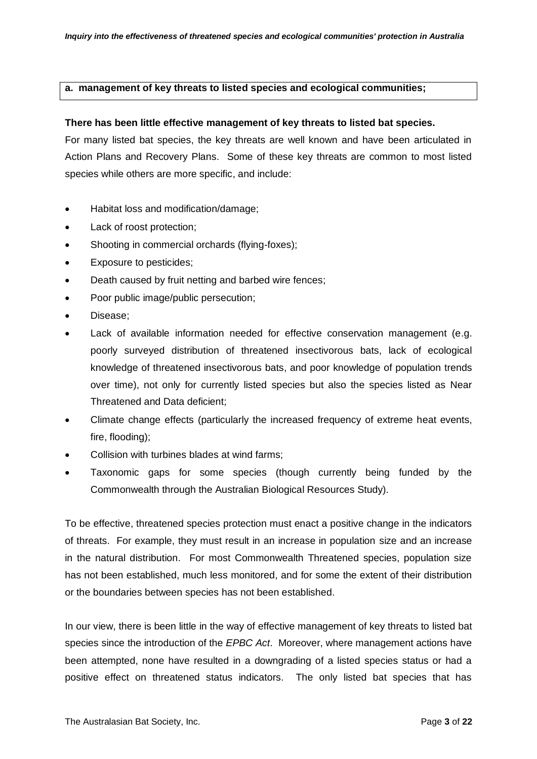**a. management of key threats to listed species and ecological communities;**

**There has been little effective management of key threats to listed bat species.**

For many listed bat species, the key threats are well known and have been articulated in Action Plans and Recovery Plans. Some of these key threats are common to most listed species while others are more specific, and include:

- Habitat loss and modification/damage;
- Lack of roost protection;
- Shooting in commercial orchards (flying-foxes);
- Exposure to pesticides;
- Death caused by fruit netting and barbed wire fences;
- Poor public image/public persecution;
- Disease;
- Lack of available information needed for effective conservation management (e.g. poorly surveyed distribution of threatened insectivorous bats, lack of ecological knowledge of threatened insectivorous bats, and poor knowledge of population trends over time), not only for currently listed species but also the species listed as Near Threatened and Data deficient;
- Climate change effects (particularly the increased frequency of extreme heat events, fire, flooding);
- Collision with turbines blades at wind farms;
- Taxonomic gaps for some species (though currently being funded by the Commonwealth through the Australian Biological Resources Study).

To be effective, threatened species protection must enact a positive change in the indicators of threats. For example, they must result in an increase in population size and an increase in the natural distribution. For most Commonwealth Threatened species, population size has not been established, much less monitored, and for some the extent of their distribution or the boundaries between species has not been established.

In our view, there is been little in the way of effective management of key threats to listed bat species since the introduction of the *EPBC Act*. Moreover, where management actions have been attempted, none have resulted in a downgrading of a listed species status or had a positive effect on threatened status indicators. The only listed bat species that has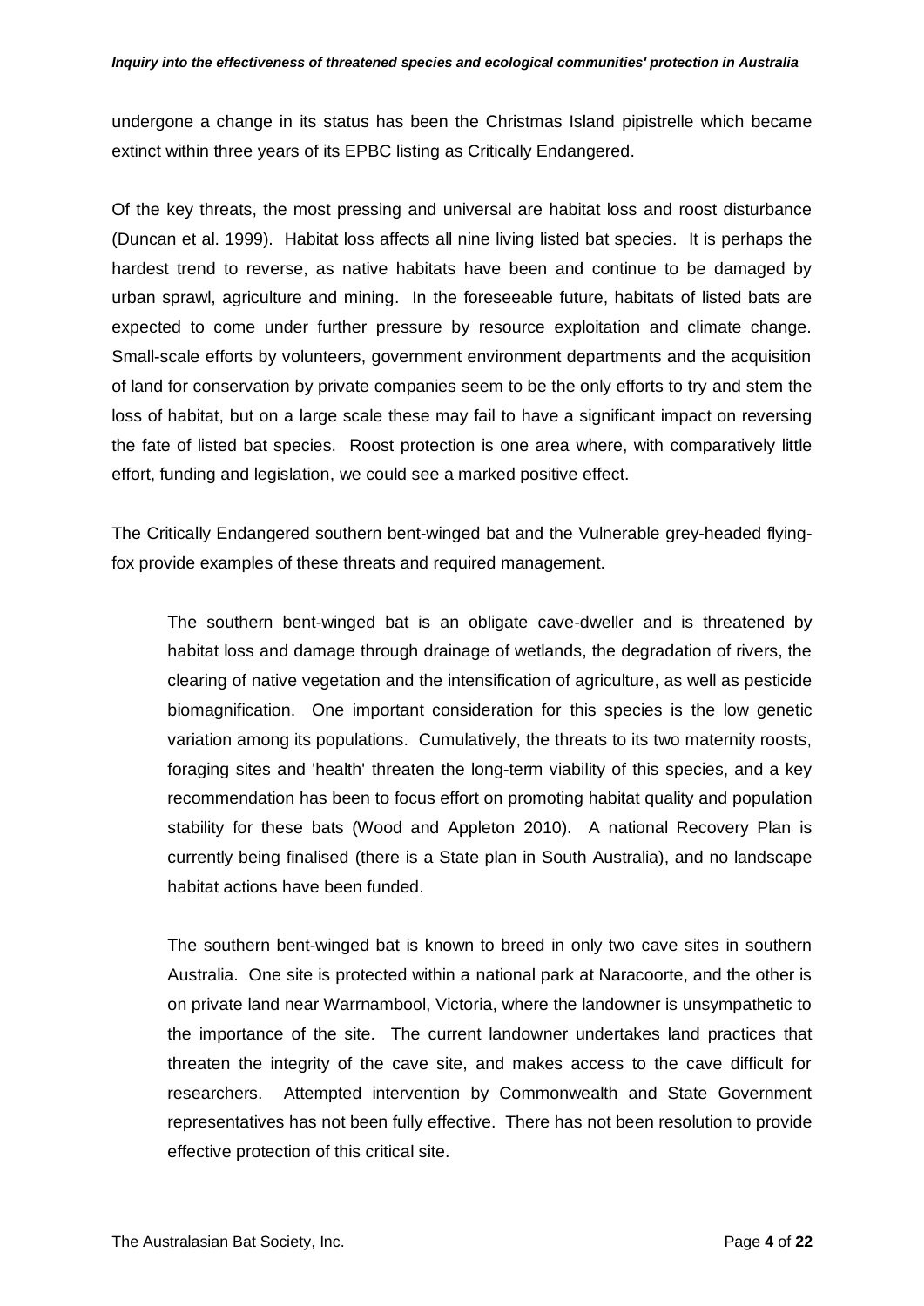undergone a change in its status has been the Christmas Island pipistrelle which became extinct within three years of its EPBC listing as Critically Endangered.

Of the key threats, the most pressing and universal are habitat loss and roost disturbance (Duncan et al. 1999). Habitat loss affects all nine living listed bat species. It is perhaps the hardest trend to reverse, as native habitats have been and continue to be damaged by urban sprawl, agriculture and mining. In the foreseeable future, habitats of listed bats are expected to come under further pressure by resource exploitation and climate change. Small-scale efforts by volunteers, government environment departments and the acquisition of land for conservation by private companies seem to be the only efforts to try and stem the loss of habitat, but on a large scale these may fail to have a significant impact on reversing the fate of listed bat species. Roost protection is one area where, with comparatively little effort, funding and legislation, we could see a marked positive effect.

The Critically Endangered southern bent-winged bat and the Vulnerable grey-headed flying-fox provide examples of these threats and required management.

> The southern bent-winged bat is an obligate cave-dweller and is threatened by habitat loss and damage through drainage of wetlands, the degradation of rivers, the clearing of native vegetation and the intensification of agriculture, as well as pesticide biomagnification. One important consideration for this species is the low genetic variation among its populations. Cumulatively, the threats to its two maternity roosts, foraging sites and 'health' threaten the long-term viability of this species, and a key recommendation has been to focus effort on promoting habitat quality and population stability for these bats (Wood and Appleton 2010). A national Recovery Plan is currently being finalised (there is a State plan in South Australia), and no landscape habitat actions have been funded.
>
> The southern bent-winged bat is known to breed in only two cave sites in southern Australia. One site is protected within a national park at Naracoorte, and the other is on private land near Warrnambool, Victoria, where the landowner is unsympathetic to the importance of the site. The current landowner undertakes land practices that threaten the integrity of the cave site, and makes access to the cave difficult for researchers. Attempted intervention by Commonwealth and State Government representatives has not been fully effective. There has not been resolution to provide effective protection of this critical site.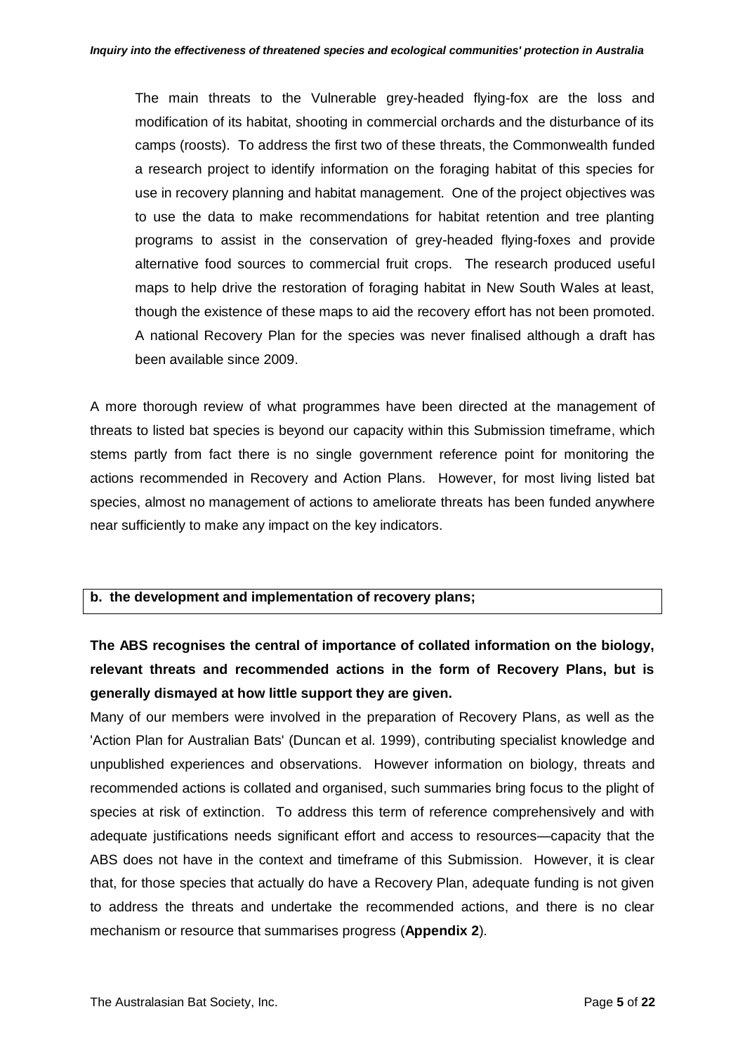The main threats to the Vulnerable grey-headed flying-fox are the loss and modification of its habitat, shooting in commercial orchards and the disturbance of its camps (roosts). To address the first two of these threats, the Commonwealth funded a research project to identify information on the foraging habitat of this species for use in recovery planning and habitat management. One of the project objectives was to use the data to make recommendations for habitat retention and tree planting programs to assist in the conservation of grey-headed flying-foxes and provide alternative food sources to commercial fruit crops. The research produced useful maps to help drive the restoration of foraging habitat in New South Wales at least, though the existence of these maps to aid the recovery effort has not been promoted. A national Recovery Plan for the species was never finalised although a draft has been available since 2009.

A more thorough review of what programmes have been directed at the management of threats to listed bat species is beyond our capacity within this Submission timeframe, which stems partly from fact there is no single government reference point for monitoring the actions recommended in Recovery and Action Plans. However, for most living listed bat species, almost no management of actions to ameliorate threats has been funded anywhere near sufficiently to make any impact on the key indicators.

**b. the development and implementation of recovery plans;**

**The ABS recognises the central of importance of collated information on the biology, relevant threats and recommended actions in the form of Recovery Plans, but is generally dismayed at how little support they are given.**

Many of our members were involved in the preparation of Recovery Plans, as well as the 'Action Plan for Australian Bats' (Duncan et al. 1999), contributing specialist knowledge and unpublished experiences and observations. However information on biology, threats and recommended actions is collated and organised, such summaries bring focus to the plight of species at risk of extinction. To address this term of reference comprehensively and with adequate justifications needs significant effort and access to resources—capacity that the ABS does not have in the context and timeframe of this Submission. However, it is clear that, for those species that actually do have a Recovery Plan, adequate funding is not given to address the threats and undertake the recommended actions, and there is no clear mechanism or resource that summarises progress (**Appendix 2**).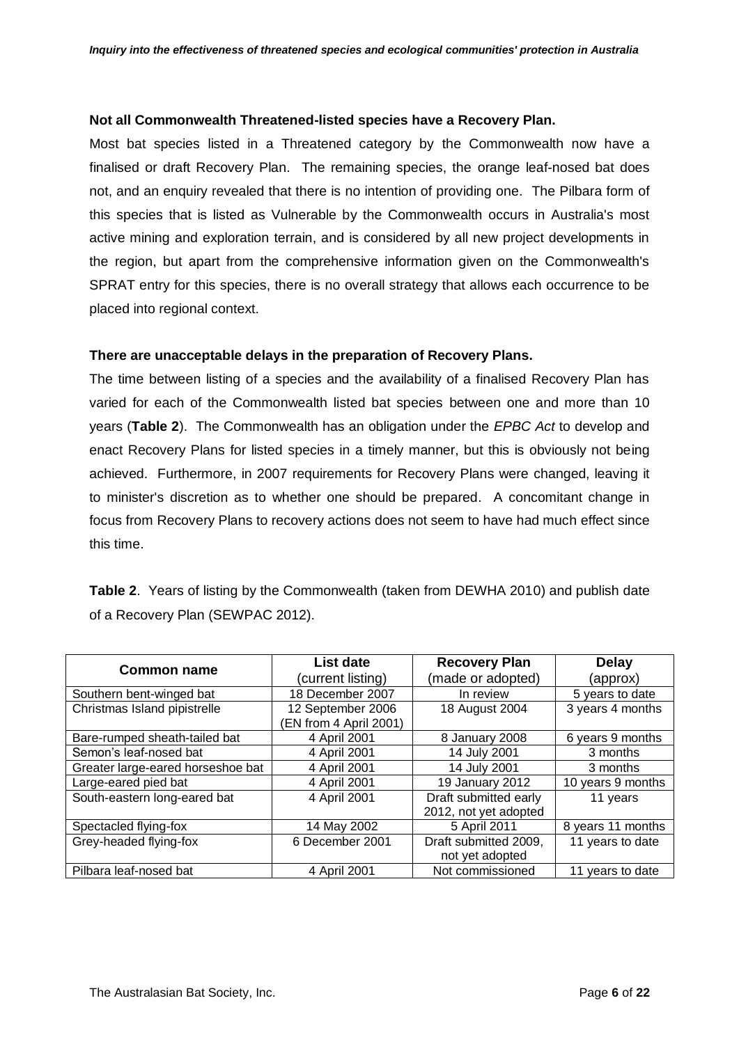**Not all Commonwealth Threatened-listed species have a Recovery Plan.**

Most bat species listed in a Threatened category by the Commonwealth now have a finalised or draft Recovery Plan. The remaining species, the orange leaf-nosed bat does not, and an enquiry revealed that there is no intention of providing one. The Pilbara form of this species that is listed as Vulnerable by the Commonwealth occurs in Australia's most active mining and exploration terrain, and is considered by all new project developments in the region, but apart from the comprehensive information given on the Commonwealth's SPRAT entry for this species, there is no overall strategy that allows each occurrence to be placed into regional context.

**There are unacceptable delays in the preparation of Recovery Plans.**

The time between listing of a species and the availability of a finalised Recovery Plan has varied for each of the Commonwealth listed bat species between one and more than 10 years (**Table 2**). The Commonwealth has an obligation under the *EPBC Act* to develop and enact Recovery Plans for listed species in a timely manner, but this is obviously not being achieved. Furthermore, in 2007 requirements for Recovery Plans were changed, leaving it to minister's discretion as to whether one should be prepared. A concomitant change in focus from Recovery Plans to recovery actions does not seem to have had much effect since this time.

**Table 2**. Years of listing by the Commonwealth (taken from DEWHA 2010) and publish date of a Recovery Plan (SEWPAC 2012).

| Common name | List date (current listing) | Recovery Plan (made or adopted) | Delay (approx) |
|---|---|---|---|
| Southern bent-winged bat | 18 December 2007 | In review | 5 years to date |
| Christmas Island pipistrelle | 12 September 2006 (EN from 4 April 2001) | 18 August 2004 | 3 years 4 months |
| Bare-rumped sheath-tailed bat | 4 April 2001 | 8 January 2008 | 6 years 9 months |
| Semon's leaf-nosed bat | 4 April 2001 | 14 July 2001 | 3 months |
| Greater large-eared horseshoe bat | 4 April 2001 | 14 July 2001 | 3 months |
| Large-eared pied bat | 4 April 2001 | 19 January 2012 | 10 years 9 months |
| South-eastern long-eared bat | 4 April 2001 | Draft submitted early 2012, not yet adopted | 11 years |
| Spectacled flying-fox | 14 May 2002 | 5 April 2011 | 8 years 11 months |
| Grey-headed flying-fox | 6 December 2001 | Draft submitted 2009, not yet adopted | 11 years to date |
| Pilbara leaf-nosed bat | 4 April 2001 | Not commissioned | 11 years to date |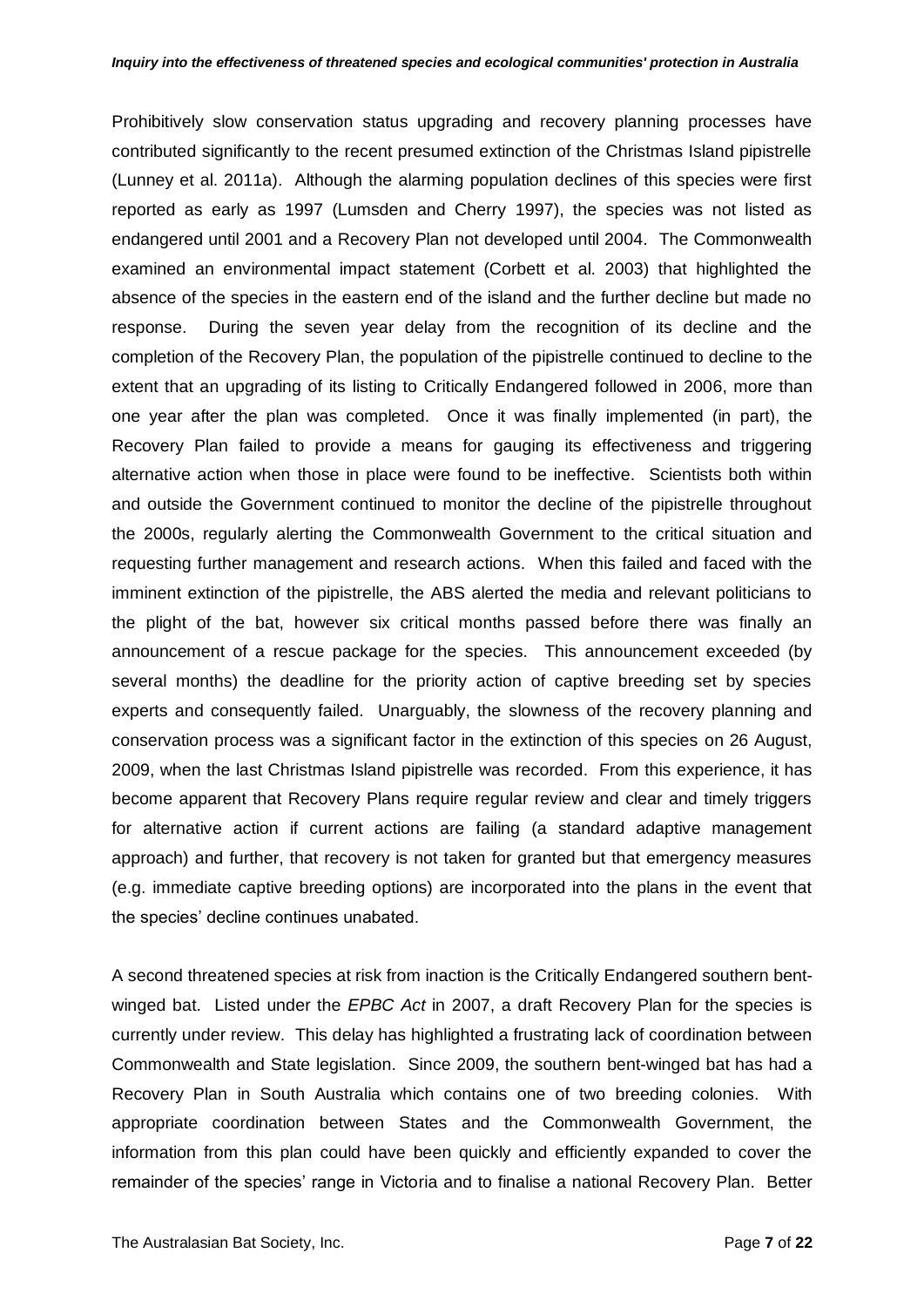Prohibitively slow conservation status upgrading and recovery planning processes have contributed significantly to the recent presumed extinction of the Christmas Island pipistrelle (Lunney et al. 2011a). Although the alarming population declines of this species were first reported as early as 1997 (Lumsden and Cherry 1997), the species was not listed as endangered until 2001 and a Recovery Plan not developed until 2004. The Commonwealth examined an environmental impact statement (Corbett et al. 2003) that highlighted the absence of the species in the eastern end of the island and the further decline but made no response. During the seven year delay from the recognition of its decline and the completion of the Recovery Plan, the population of the pipistrelle continued to decline to the extent that an upgrading of its listing to Critically Endangered followed in 2006, more than one year after the plan was completed. Once it was finally implemented (in part), the Recovery Plan failed to provide a means for gauging its effectiveness and triggering alternative action when those in place were found to be ineffective. Scientists both within and outside the Government continued to monitor the decline of the pipistrelle throughout the 2000s, regularly alerting the Commonwealth Government to the critical situation and requesting further management and research actions. When this failed and faced with the imminent extinction of the pipistrelle, the ABS alerted the media and relevant politicians to the plight of the bat, however six critical months passed before there was finally an announcement of a rescue package for the species. This announcement exceeded (by several months) the deadline for the priority action of captive breeding set by species experts and consequently failed. Unarguably, the slowness of the recovery planning and conservation process was a significant factor in the extinction of this species on 26 August, 2009, when the last Christmas Island pipistrelle was recorded. From this experience, it has become apparent that Recovery Plans require regular review and clear and timely triggers for alternative action if current actions are failing (a standard adaptive management approach) and further, that recovery is not taken for granted but that emergency measures (e.g. immediate captive breeding options) are incorporated into the plans in the event that the species' decline continues unabated.

A second threatened species at risk from inaction is the Critically Endangered southern bent-winged bat. Listed under the *EPBC Act* in 2007, a draft Recovery Plan for the species is currently under review. This delay has highlighted a frustrating lack of coordination between Commonwealth and State legislation. Since 2009, the southern bent-winged bat has had a Recovery Plan in South Australia which contains one of two breeding colonies. With appropriate coordination between States and the Commonwealth Government, the information from this plan could have been quickly and efficiently expanded to cover the remainder of the species' range in Victoria and to finalise a national Recovery Plan. Better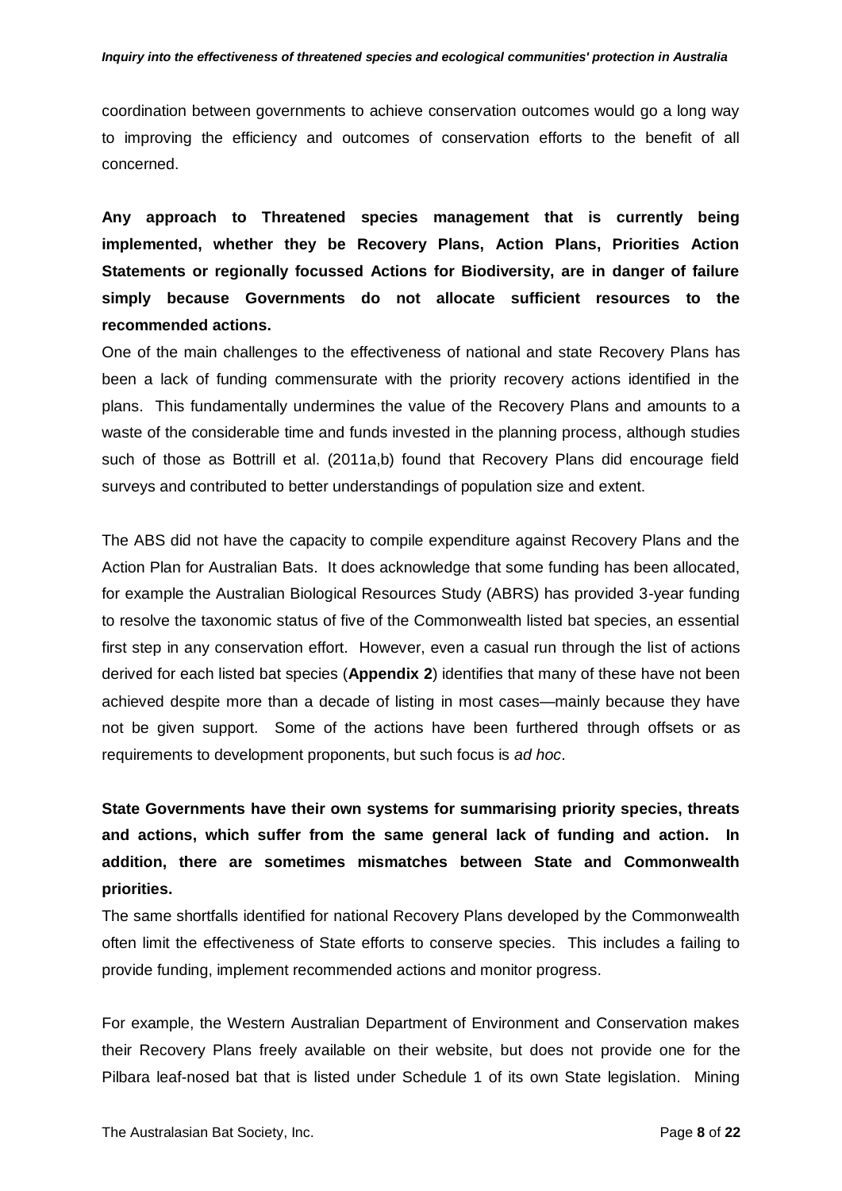coordination between governments to achieve conservation outcomes would go a long way to improving the efficiency and outcomes of conservation efforts to the benefit of all concerned.

**Any approach to Threatened species management that is currently being implemented, whether they be Recovery Plans, Action Plans, Priorities Action Statements or regionally focussed Actions for Biodiversity, are in danger of failure simply because Governments do not allocate sufficient resources to the recommended actions.**

One of the main challenges to the effectiveness of national and state Recovery Plans has been a lack of funding commensurate with the priority recovery actions identified in the plans. This fundamentally undermines the value of the Recovery Plans and amounts to a waste of the considerable time and funds invested in the planning process, although studies such of those as Bottrill et al. (2011a,b) found that Recovery Plans did encourage field surveys and contributed to better understandings of population size and extent.

The ABS did not have the capacity to compile expenditure against Recovery Plans and the Action Plan for Australian Bats. It does acknowledge that some funding has been allocated, for example the Australian Biological Resources Study (ABRS) has provided 3-year funding to resolve the taxonomic status of five of the Commonwealth listed bat species, an essential first step in any conservation effort. However, even a casual run through the list of actions derived for each listed bat species (**Appendix 2**) identifies that many of these have not been achieved despite more than a decade of listing in most cases—mainly because they have not be given support. Some of the actions have been furthered through offsets or as requirements to development proponents, but such focus is *ad hoc*.

**State Governments have their own systems for summarising priority species, threats and actions, which suffer from the same general lack of funding and action. In addition, there are sometimes mismatches between State and Commonwealth priorities.**

The same shortfalls identified for national Recovery Plans developed by the Commonwealth often limit the effectiveness of State efforts to conserve species. This includes a failing to provide funding, implement recommended actions and monitor progress.

For example, the Western Australian Department of Environment and Conservation makes their Recovery Plans freely available on their website, but does not provide one for the Pilbara leaf-nosed bat that is listed under Schedule 1 of its own State legislation. Mining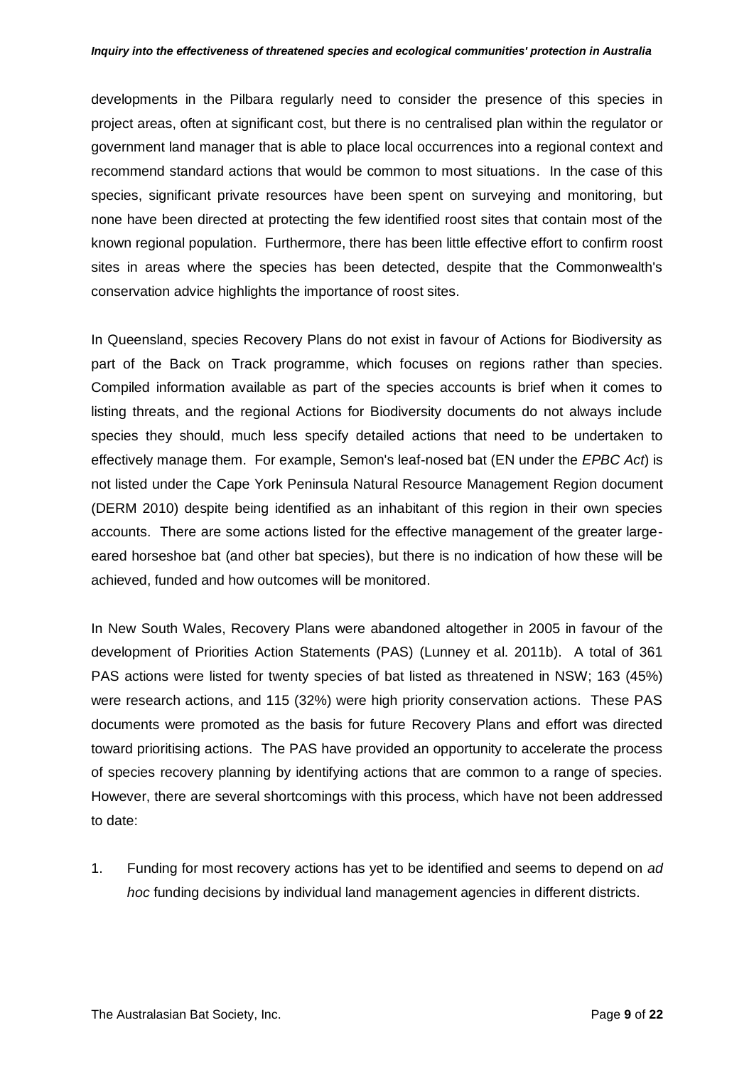developments in the Pilbara regularly need to consider the presence of this species in project areas, often at significant cost, but there is no centralised plan within the regulator or government land manager that is able to place local occurrences into a regional context and recommend standard actions that would be common to most situations. In the case of this species, significant private resources have been spent on surveying and monitoring, but none have been directed at protecting the few identified roost sites that contain most of the known regional population. Furthermore, there has been little effective effort to confirm roost sites in areas where the species has been detected, despite that the Commonwealth's conservation advice highlights the importance of roost sites.

In Queensland, species Recovery Plans do not exist in favour of Actions for Biodiversity as part of the Back on Track programme, which focuses on regions rather than species. Compiled information available as part of the species accounts is brief when it comes to listing threats, and the regional Actions for Biodiversity documents do not always include species they should, much less specify detailed actions that need to be undertaken to effectively manage them. For example, Semon's leaf-nosed bat (EN under the *EPBC Act*) is not listed under the Cape York Peninsula Natural Resource Management Region document (DERM 2010) despite being identified as an inhabitant of this region in their own species accounts. There are some actions listed for the effective management of the greater large-eared horseshoe bat (and other bat species), but there is no indication of how these will be achieved, funded and how outcomes will be monitored.

In New South Wales, Recovery Plans were abandoned altogether in 2005 in favour of the development of Priorities Action Statements (PAS) (Lunney et al. 2011b). A total of 361 PAS actions were listed for twenty species of bat listed as threatened in NSW; 163 (45%) were research actions, and 115 (32%) were high priority conservation actions. These PAS documents were promoted as the basis for future Recovery Plans and effort was directed toward prioritising actions. The PAS have provided an opportunity to accelerate the process of species recovery planning by identifying actions that are common to a range of species. However, there are several shortcomings with this process, which have not been addressed to date:

1. Funding for most recovery actions has yet to be identified and seems to depend on *ad hoc* funding decisions by individual land management agencies in different districts.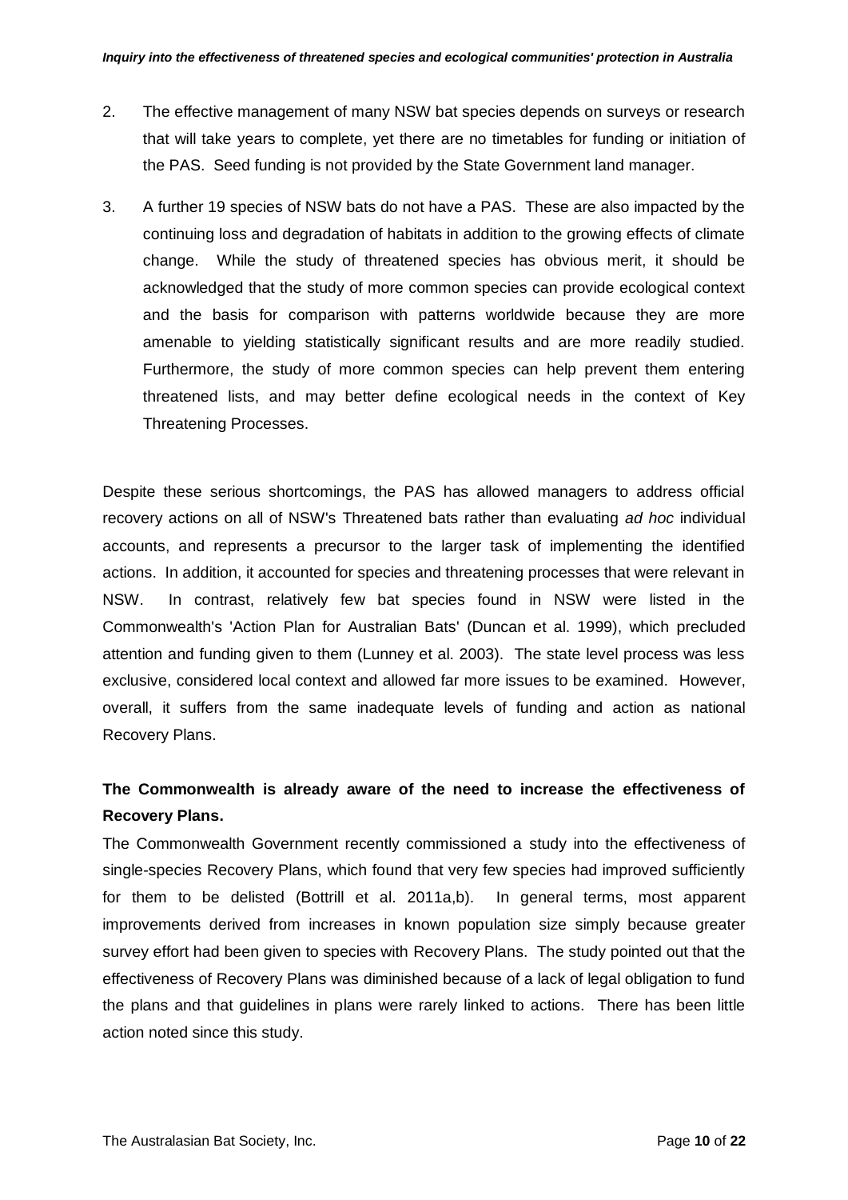2. The effective management of many NSW bat species depends on surveys or research that will take years to complete, yet there are no timetables for funding or initiation of the PAS. Seed funding is not provided by the State Government land manager.

3. A further 19 species of NSW bats do not have a PAS. These are also impacted by the continuing loss and degradation of habitats in addition to the growing effects of climate change. While the study of threatened species has obvious merit, it should be acknowledged that the study of more common species can provide ecological context and the basis for comparison with patterns worldwide because they are more amenable to yielding statistically significant results and are more readily studied. Furthermore, the study of more common species can help prevent them entering threatened lists, and may better define ecological needs in the context of Key Threatening Processes.

Despite these serious shortcomings, the PAS has allowed managers to address official recovery actions on all of NSW's Threatened bats rather than evaluating *ad hoc* individual accounts, and represents a precursor to the larger task of implementing the identified actions. In addition, it accounted for species and threatening processes that were relevant in NSW. In contrast, relatively few bat species found in NSW were listed in the Commonwealth's 'Action Plan for Australian Bats' (Duncan et al. 1999), which precluded attention and funding given to them (Lunney et al. 2003). The state level process was less exclusive, considered local context and allowed far more issues to be examined. However, overall, it suffers from the same inadequate levels of funding and action as national Recovery Plans.

**The Commonwealth is already aware of the need to increase the effectiveness of Recovery Plans.**

The Commonwealth Government recently commissioned a study into the effectiveness of single-species Recovery Plans, which found that very few species had improved sufficiently for them to be delisted (Bottrill et al. 2011a,b). In general terms, most apparent improvements derived from increases in known population size simply because greater survey effort had been given to species with Recovery Plans. The study pointed out that the effectiveness of Recovery Plans was diminished because of a lack of legal obligation to fund the plans and that guidelines in plans were rarely linked to actions. There has been little action noted since this study.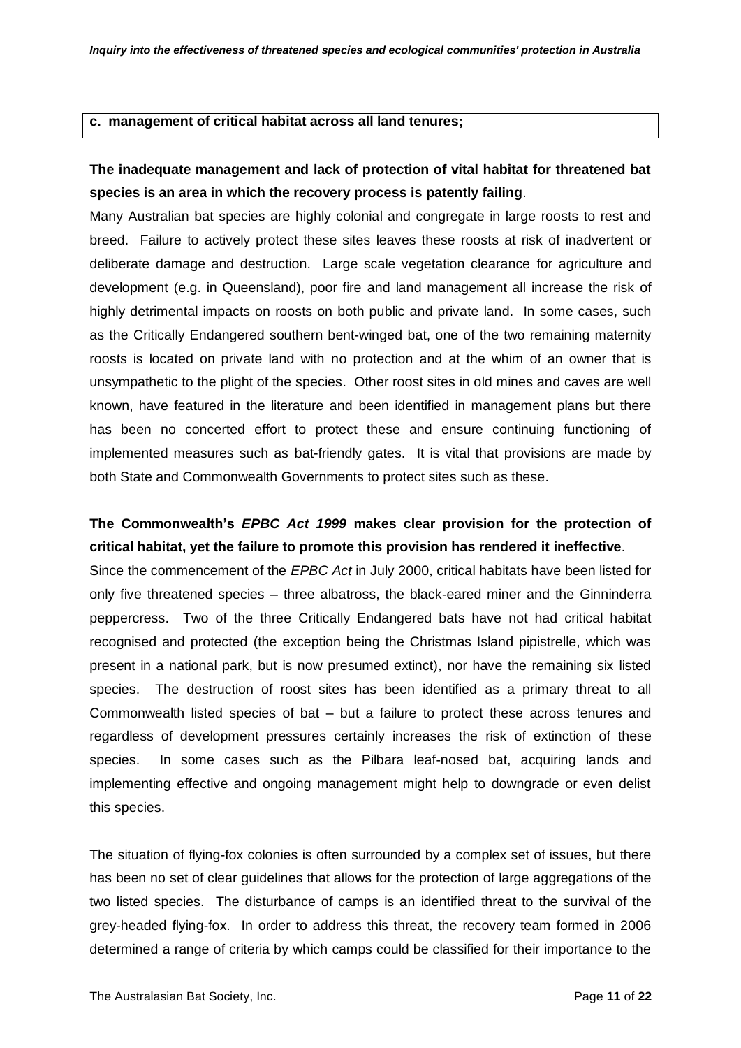**c. management of critical habitat across all land tenures;**

**The inadequate management and lack of protection of vital habitat for threatened bat species is an area in which the recovery process is patently failing**.

Many Australian bat species are highly colonial and congregate in large roosts to rest and breed. Failure to actively protect these sites leaves these roosts at risk of inadvertent or deliberate damage and destruction. Large scale vegetation clearance for agriculture and development (e.g. in Queensland), poor fire and land management all increase the risk of highly detrimental impacts on roosts on both public and private land. In some cases, such as the Critically Endangered southern bent-winged bat, one of the two remaining maternity roosts is located on private land with no protection and at the whim of an owner that is unsympathetic to the plight of the species. Other roost sites in old mines and caves are well known, have featured in the literature and been identified in management plans but there has been no concerted effort to protect these and ensure continuing functioning of implemented measures such as bat-friendly gates. It is vital that provisions are made by both State and Commonwealth Governments to protect sites such as these.

**The Commonwealth's *EPBC Act 1999* makes clear provision for the protection of critical habitat, yet the failure to promote this provision has rendered it ineffective**.

Since the commencement of the *EPBC Act* in July 2000, critical habitats have been listed for only five threatened species – three albatross, the black-eared miner and the Ginninderra peppercress. Two of the three Critically Endangered bats have not had critical habitat recognised and protected (the exception being the Christmas Island pipistrelle, which was present in a national park, but is now presumed extinct), nor have the remaining six listed species. The destruction of roost sites has been identified as a primary threat to all Commonwealth listed species of bat – but a failure to protect these across tenures and regardless of development pressures certainly increases the risk of extinction of these species. In some cases such as the Pilbara leaf-nosed bat, acquiring lands and implementing effective and ongoing management might help to downgrade or even delist this species.

The situation of flying-fox colonies is often surrounded by a complex set of issues, but there has been no set of clear guidelines that allows for the protection of large aggregations of the two listed species. The disturbance of camps is an identified threat to the survival of the grey-headed flying-fox. In order to address this threat, the recovery team formed in 2006 determined a range of criteria by which camps could be classified for their importance to the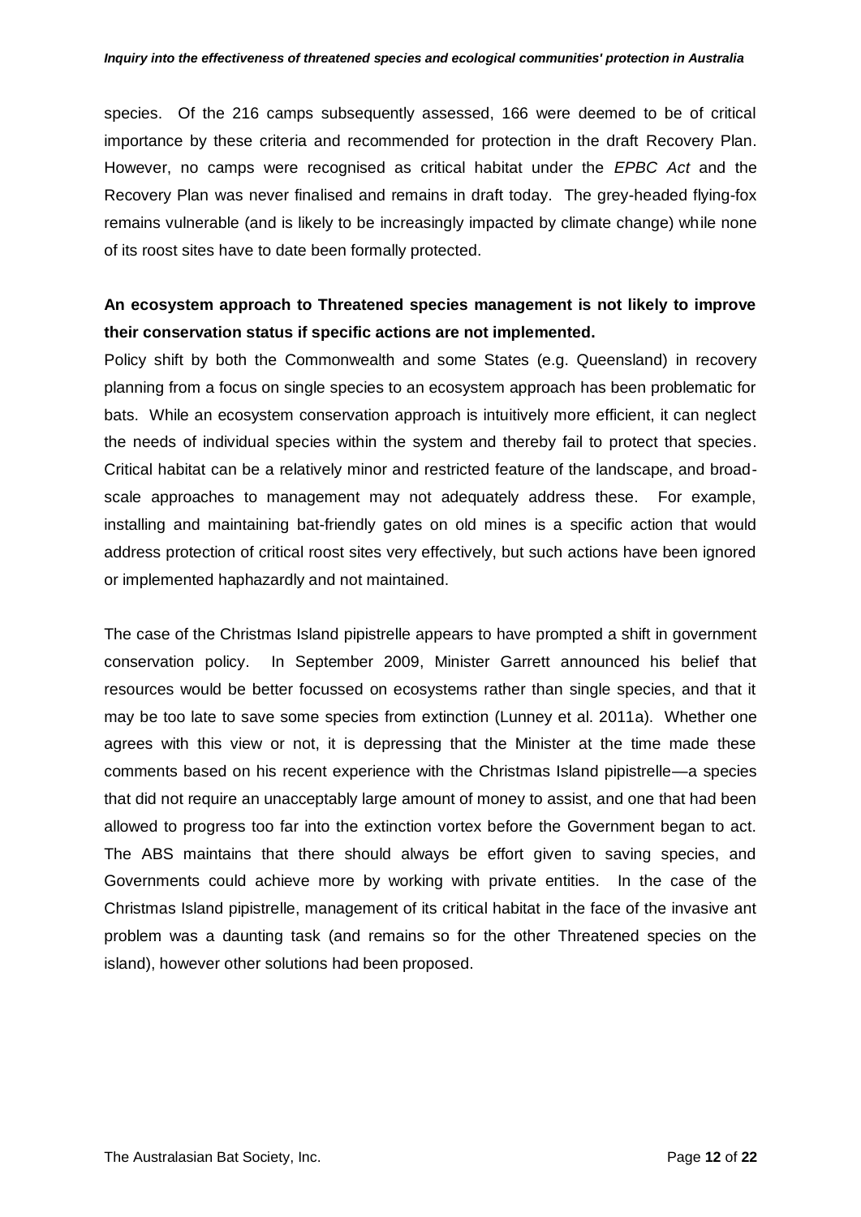species. Of the 216 camps subsequently assessed, 166 were deemed to be of critical importance by these criteria and recommended for protection in the draft Recovery Plan. However, no camps were recognised as critical habitat under the *EPBC Act* and the Recovery Plan was never finalised and remains in draft today. The grey-headed flying-fox remains vulnerable (and is likely to be increasingly impacted by climate change) while none of its roost sites have to date been formally protected.

**An ecosystem approach to Threatened species management is not likely to improve their conservation status if specific actions are not implemented.**

Policy shift by both the Commonwealth and some States (e.g. Queensland) in recovery planning from a focus on single species to an ecosystem approach has been problematic for bats. While an ecosystem conservation approach is intuitively more efficient, it can neglect the needs of individual species within the system and thereby fail to protect that species. Critical habitat can be a relatively minor and restricted feature of the landscape, and broad-scale approaches to management may not adequately address these. For example, installing and maintaining bat-friendly gates on old mines is a specific action that would address protection of critical roost sites very effectively, but such actions have been ignored or implemented haphazardly and not maintained.

The case of the Christmas Island pipistrelle appears to have prompted a shift in government conservation policy. In September 2009, Minister Garrett announced his belief that resources would be better focussed on ecosystems rather than single species, and that it may be too late to save some species from extinction (Lunney et al. 2011a). Whether one agrees with this view or not, it is depressing that the Minister at the time made these comments based on his recent experience with the Christmas Island pipistrelle—a species that did not require an unacceptably large amount of money to assist, and one that had been allowed to progress too far into the extinction vortex before the Government began to act. The ABS maintains that there should always be effort given to saving species, and Governments could achieve more by working with private entities. In the case of the Christmas Island pipistrelle, management of its critical habitat in the face of the invasive ant problem was a daunting task (and remains so for the other Threatened species on the island), however other solutions had been proposed.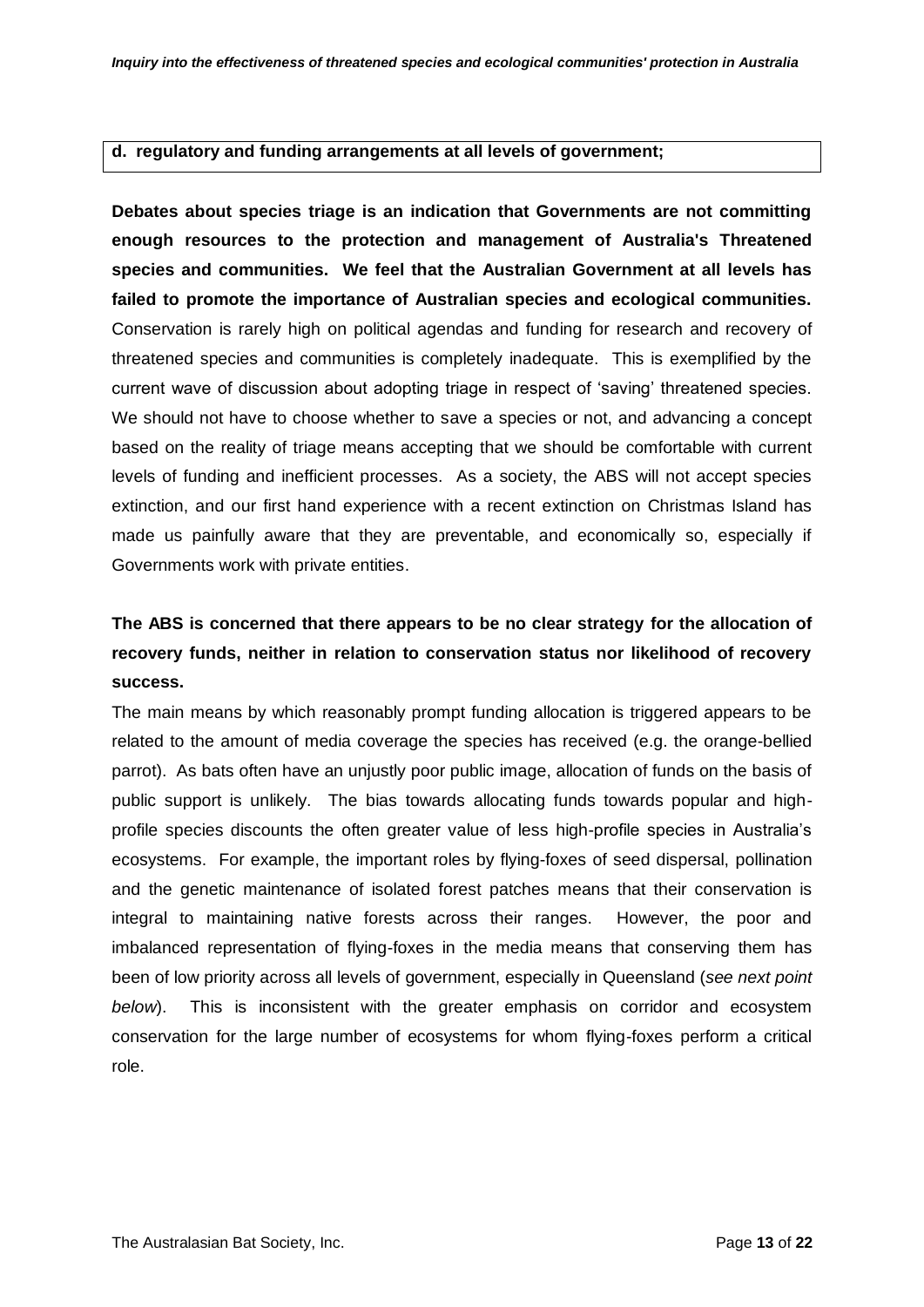**d. regulatory and funding arrangements at all levels of government;**

**Debates about species triage is an indication that Governments are not committing enough resources to the protection and management of Australia's Threatened species and communities. We feel that the Australian Government at all levels has failed to promote the importance of Australian species and ecological communities.** Conservation is rarely high on political agendas and funding for research and recovery of threatened species and communities is completely inadequate. This is exemplified by the current wave of discussion about adopting triage in respect of 'saving' threatened species. We should not have to choose whether to save a species or not, and advancing a concept based on the reality of triage means accepting that we should be comfortable with current levels of funding and inefficient processes. As a society, the ABS will not accept species extinction, and our first hand experience with a recent extinction on Christmas Island has made us painfully aware that they are preventable, and economically so, especially if Governments work with private entities.

**The ABS is concerned that there appears to be no clear strategy for the allocation of recovery funds, neither in relation to conservation status nor likelihood of recovery success.**

The main means by which reasonably prompt funding allocation is triggered appears to be related to the amount of media coverage the species has received (e.g. the orange-bellied parrot). As bats often have an unjustly poor public image, allocation of funds on the basis of public support is unlikely. The bias towards allocating funds towards popular and high-profile species discounts the often greater value of less high-profile species in Australia's ecosystems. For example, the important roles by flying-foxes of seed dispersal, pollination and the genetic maintenance of isolated forest patches means that their conservation is integral to maintaining native forests across their ranges. However, the poor and imbalanced representation of flying-foxes in the media means that conserving them has been of low priority across all levels of government, especially in Queensland (*see next point below*). This is inconsistent with the greater emphasis on corridor and ecosystem conservation for the large number of ecosystems for whom flying-foxes perform a critical role.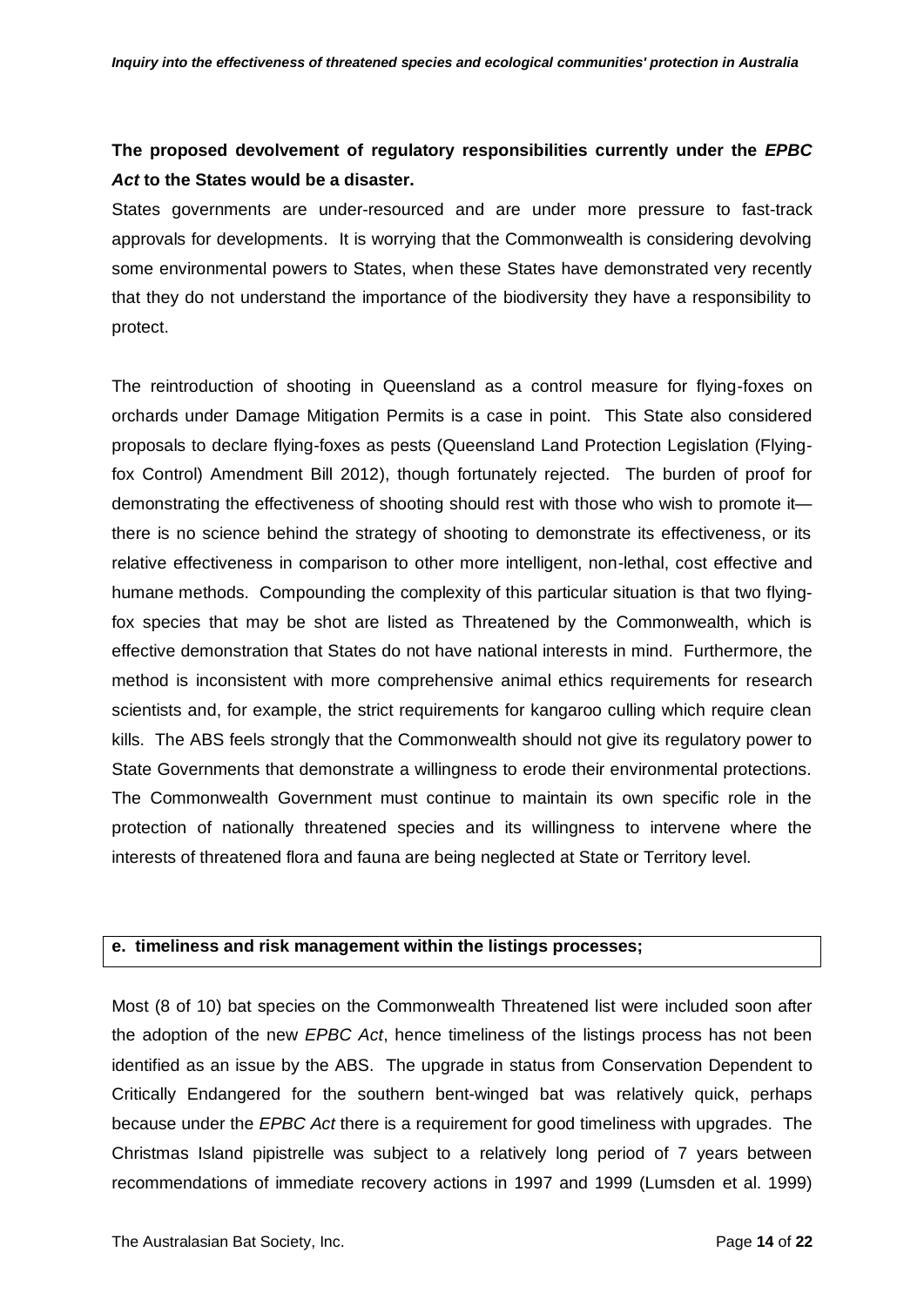**The proposed devolvement of regulatory responsibilities currently under the *EPBC Act* to the States would be a disaster.**

States governments are under-resourced and are under more pressure to fast-track approvals for developments. It is worrying that the Commonwealth is considering devolving some environmental powers to States, when these States have demonstrated very recently that they do not understand the importance of the biodiversity they have a responsibility to protect.

The reintroduction of shooting in Queensland as a control measure for flying-foxes on orchards under Damage Mitigation Permits is a case in point. This State also considered proposals to declare flying-foxes as pests (Queensland Land Protection Legislation (Flying-fox Control) Amendment Bill 2012), though fortunately rejected. The burden of proof for demonstrating the effectiveness of shooting should rest with those who wish to promote it—there is no science behind the strategy of shooting to demonstrate its effectiveness, or its relative effectiveness in comparison to other more intelligent, non-lethal, cost effective and humane methods. Compounding the complexity of this particular situation is that two flying-fox species that may be shot are listed as Threatened by the Commonwealth, which is effective demonstration that States do not have national interests in mind. Furthermore, the method is inconsistent with more comprehensive animal ethics requirements for research scientists and, for example, the strict requirements for kangaroo culling which require clean kills. The ABS feels strongly that the Commonwealth should not give its regulatory power to State Governments that demonstrate a willingness to erode their environmental protections. The Commonwealth Government must continue to maintain its own specific role in the protection of nationally threatened species and its willingness to intervene where the interests of threatened flora and fauna are being neglected at State or Territory level.

**e. timeliness and risk management within the listings processes;**

Most (8 of 10) bat species on the Commonwealth Threatened list were included soon after the adoption of the new *EPBC Act*, hence timeliness of the listings process has not been identified as an issue by the ABS. The upgrade in status from Conservation Dependent to Critically Endangered for the southern bent-winged bat was relatively quick, perhaps because under the *EPBC Act* there is a requirement for good timeliness with upgrades. The Christmas Island pipistrelle was subject to a relatively long period of 7 years between recommendations of immediate recovery actions in 1997 and 1999 (Lumsden et al. 1999)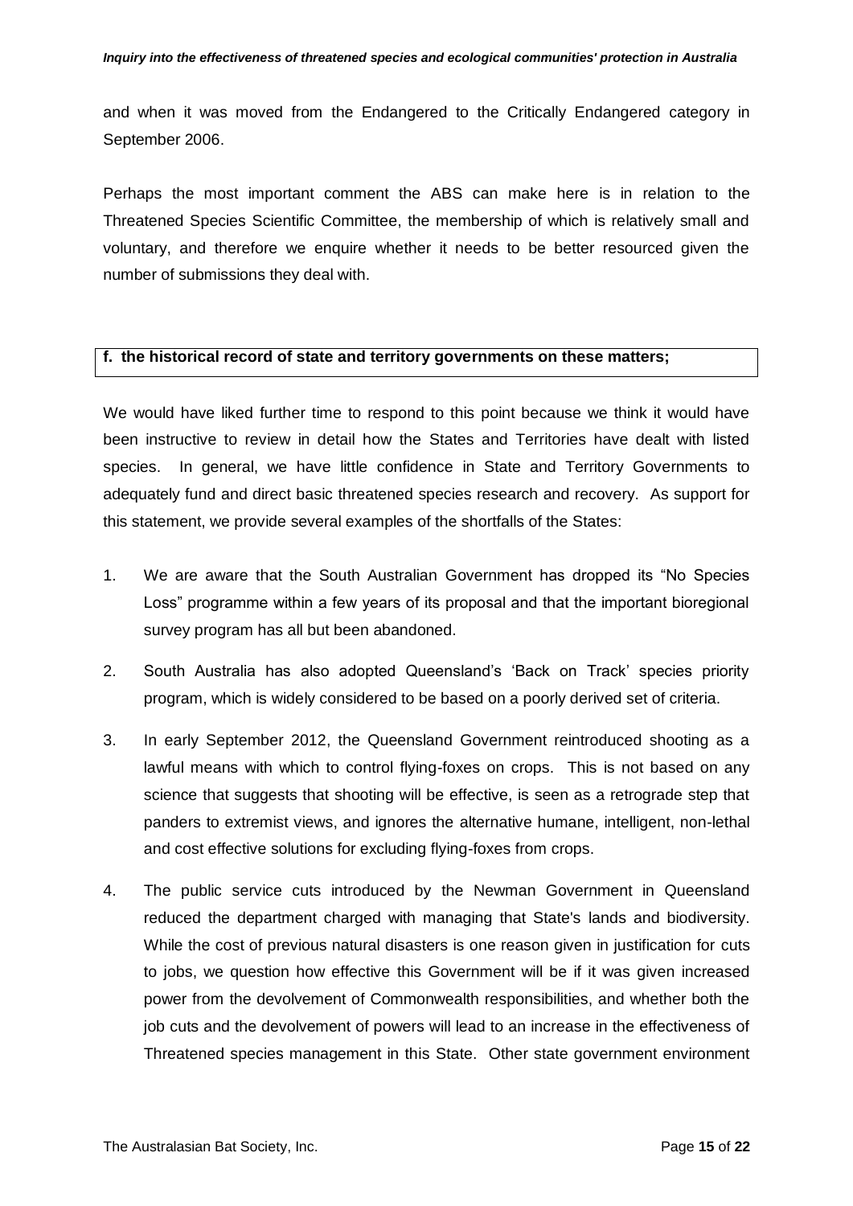and when it was moved from the Endangered to the Critically Endangered category in September 2006.

Perhaps the most important comment the ABS can make here is in relation to the Threatened Species Scientific Committee, the membership of which is relatively small and voluntary, and therefore we enquire whether it needs to be better resourced given the number of submissions they deal with.

**f. the historical record of state and territory governments on these matters;**

We would have liked further time to respond to this point because we think it would have been instructive to review in detail how the States and Territories have dealt with listed species. In general, we have little confidence in State and Territory Governments to adequately fund and direct basic threatened species research and recovery. As support for this statement, we provide several examples of the shortfalls of the States:

1. We are aware that the South Australian Government has dropped its "No Species Loss" programme within a few years of its proposal and that the important bioregional survey program has all but been abandoned.
2. South Australia has also adopted Queensland's 'Back on Track' species priority program, which is widely considered to be based on a poorly derived set of criteria.
3. In early September 2012, the Queensland Government reintroduced shooting as a lawful means with which to control flying-foxes on crops. This is not based on any science that suggests that shooting will be effective, is seen as a retrograde step that panders to extremist views, and ignores the alternative humane, intelligent, non-lethal and cost effective solutions for excluding flying-foxes from crops.
4. The public service cuts introduced by the Newman Government in Queensland reduced the department charged with managing that State's lands and biodiversity. While the cost of previous natural disasters is one reason given in justification for cuts to jobs, we question how effective this Government will be if it was given increased power from the devolvement of Commonwealth responsibilities, and whether both the job cuts and the devolvement of powers will lead to an increase in the effectiveness of Threatened species management in this State. Other state government environment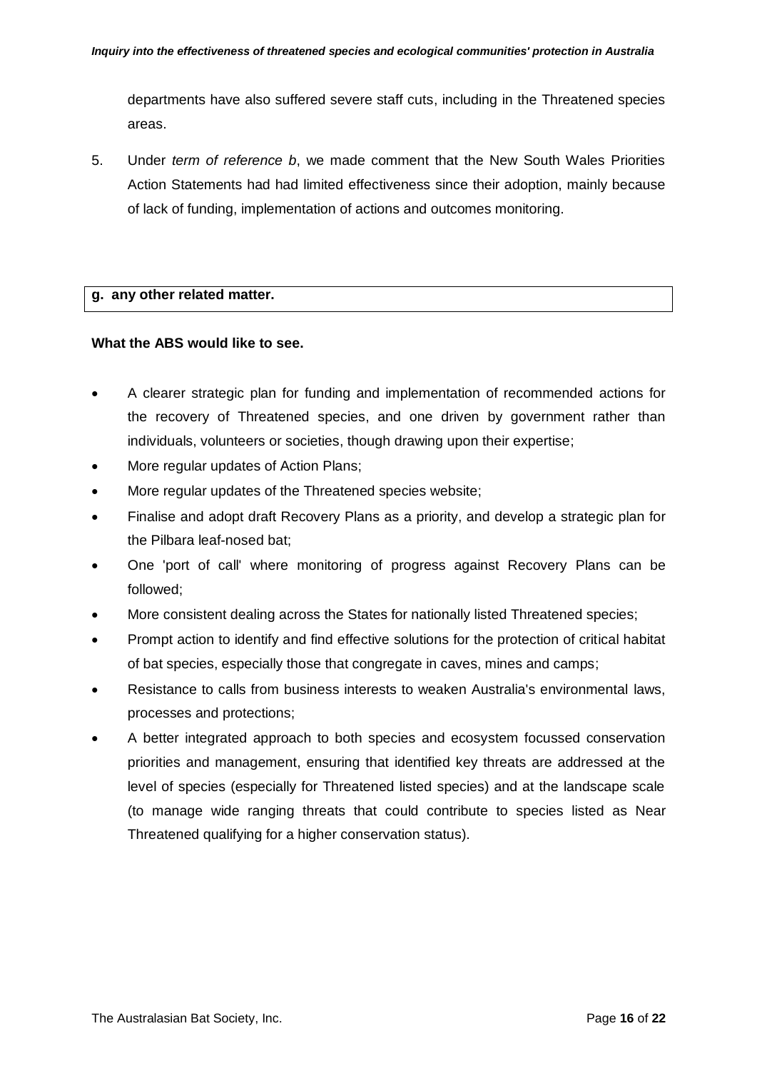departments have also suffered severe staff cuts, including in the Threatened species areas.

5. Under *term of reference b*, we made comment that the New South Wales Priorities Action Statements had had limited effectiveness since their adoption, mainly because of lack of funding, implementation of actions and outcomes monitoring.

**g. any other related matter.**

**What the ABS would like to see.**

- A clearer strategic plan for funding and implementation of recommended actions for the recovery of Threatened species, and one driven by government rather than individuals, volunteers or societies, though drawing upon their expertise;
- More regular updates of Action Plans;
- More regular updates of the Threatened species website;
- Finalise and adopt draft Recovery Plans as a priority, and develop a strategic plan for the Pilbara leaf-nosed bat;
- One 'port of call' where monitoring of progress against Recovery Plans can be followed;
- More consistent dealing across the States for nationally listed Threatened species;
- Prompt action to identify and find effective solutions for the protection of critical habitat of bat species, especially those that congregate in caves, mines and camps;
- Resistance to calls from business interests to weaken Australia's environmental laws, processes and protections;
- A better integrated approach to both species and ecosystem focussed conservation priorities and management, ensuring that identified key threats are addressed at the level of species (especially for Threatened listed species) and at the landscape scale (to manage wide ranging threats that could contribute to species listed as Near Threatened qualifying for a higher conservation status).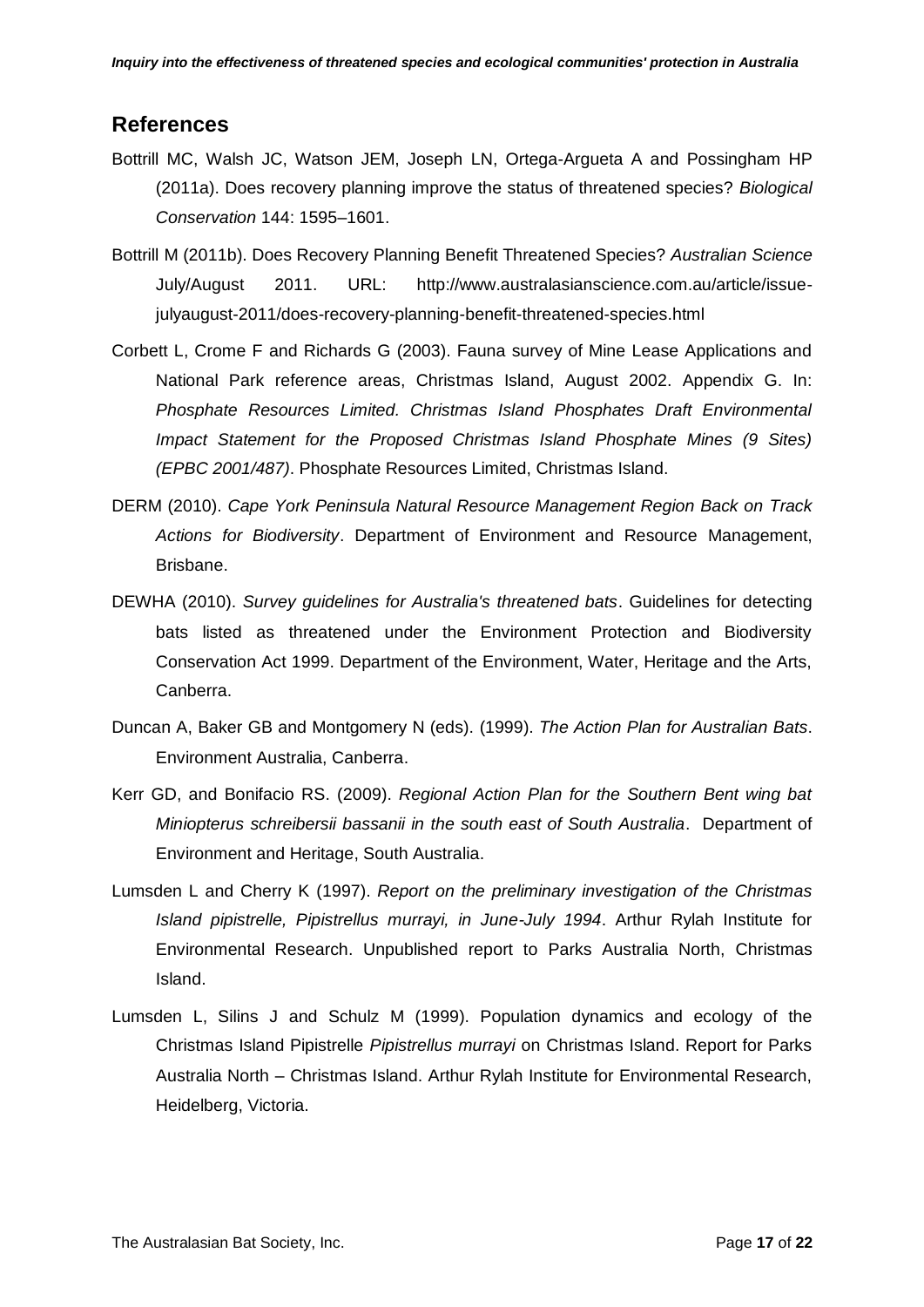## References

Bottrill MC, Walsh JC, Watson JEM, Joseph LN, Ortega-Argueta A and Possingham HP (2011a). Does recovery planning improve the status of threatened species? *Biological Conservation* 144: 1595–1601.

Bottrill M (2011b). Does Recovery Planning Benefit Threatened Species? *Australian Science* July/August 2011. URL: http://www.australasianscience.com.au/article/issue-julyaugust-2011/does-recovery-planning-benefit-threatened-species.html

Corbett L, Crome F and Richards G (2003). Fauna survey of Mine Lease Applications and National Park reference areas, Christmas Island, August 2002. Appendix G. In: *Phosphate Resources Limited. Christmas Island Phosphates Draft Environmental Impact Statement for the Proposed Christmas Island Phosphate Mines (9 Sites) (EPBC 2001/487)*. Phosphate Resources Limited, Christmas Island.

DERM (2010). *Cape York Peninsula Natural Resource Management Region Back on Track Actions for Biodiversity*. Department of Environment and Resource Management, Brisbane.

DEWHA (2010). *Survey guidelines for Australia's threatened bats*. Guidelines for detecting bats listed as threatened under the Environment Protection and Biodiversity Conservation Act 1999. Department of the Environment, Water, Heritage and the Arts, Canberra.

Duncan A, Baker GB and Montgomery N (eds). (1999). *The Action Plan for Australian Bats*. Environment Australia, Canberra.

Kerr GD, and Bonifacio RS. (2009). *Regional Action Plan for the Southern Bent wing bat Miniopterus schreibersii bassanii in the south east of South Australia*. Department of Environment and Heritage, South Australia.

Lumsden L and Cherry K (1997). *Report on the preliminary investigation of the Christmas Island pipistrelle, Pipistrellus murrayi, in June-July 1994*. Arthur Rylah Institute for Environmental Research. Unpublished report to Parks Australia North, Christmas Island.

Lumsden L, Silins J and Schulz M (1999). Population dynamics and ecology of the Christmas Island Pipistrelle *Pipistrellus murrayi* on Christmas Island. Report for Parks Australia North – Christmas Island. Arthur Rylah Institute for Environmental Research, Heidelberg, Victoria.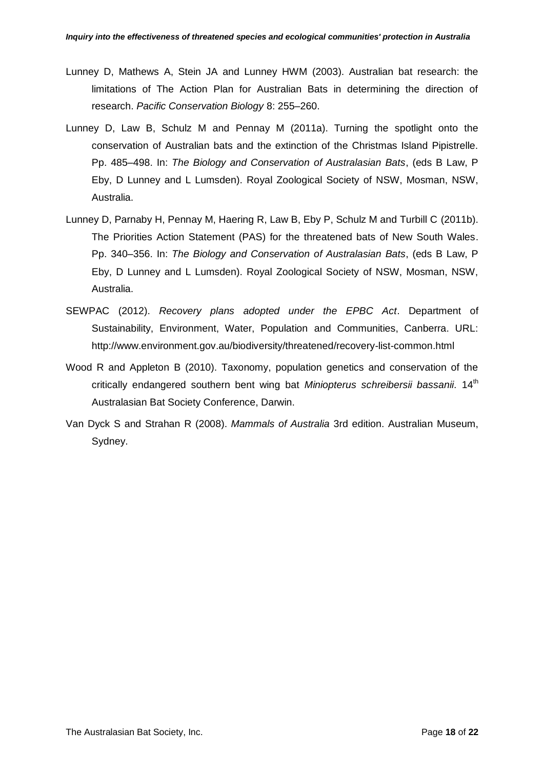Lunney D, Mathews A, Stein JA and Lunney HWM (2003). Australian bat research: the limitations of The Action Plan for Australian Bats in determining the direction of research. *Pacific Conservation Biology* 8: 255–260.

Lunney D, Law B, Schulz M and Pennay M (2011a). Turning the spotlight onto the conservation of Australian bats and the extinction of the Christmas Island Pipistrelle. Pp. 485–498. In: *The Biology and Conservation of Australasian Bats*, (eds B Law, P Eby, D Lunney and L Lumsden). Royal Zoological Society of NSW, Mosman, NSW, Australia.

Lunney D, Parnaby H, Pennay M, Haering R, Law B, Eby P, Schulz M and Turbill C (2011b). The Priorities Action Statement (PAS) for the threatened bats of New South Wales. Pp. 340–356. In: *The Biology and Conservation of Australasian Bats*, (eds B Law, P Eby, D Lunney and L Lumsden). Royal Zoological Society of NSW, Mosman, NSW, Australia.

SEWPAC (2012). *Recovery plans adopted under the EPBC Act*. Department of Sustainability, Environment, Water, Population and Communities, Canberra. URL: http://www.environment.gov.au/biodiversity/threatened/recovery-list-common.html

Wood R and Appleton B (2010). Taxonomy, population genetics and conservation of the critically endangered southern bent wing bat *Miniopterus schreibersii bassanii*. 14th Australasian Bat Society Conference, Darwin.

Van Dyck S and Strahan R (2008). *Mammals of Australia* 3rd edition. Australian Museum, Sydney.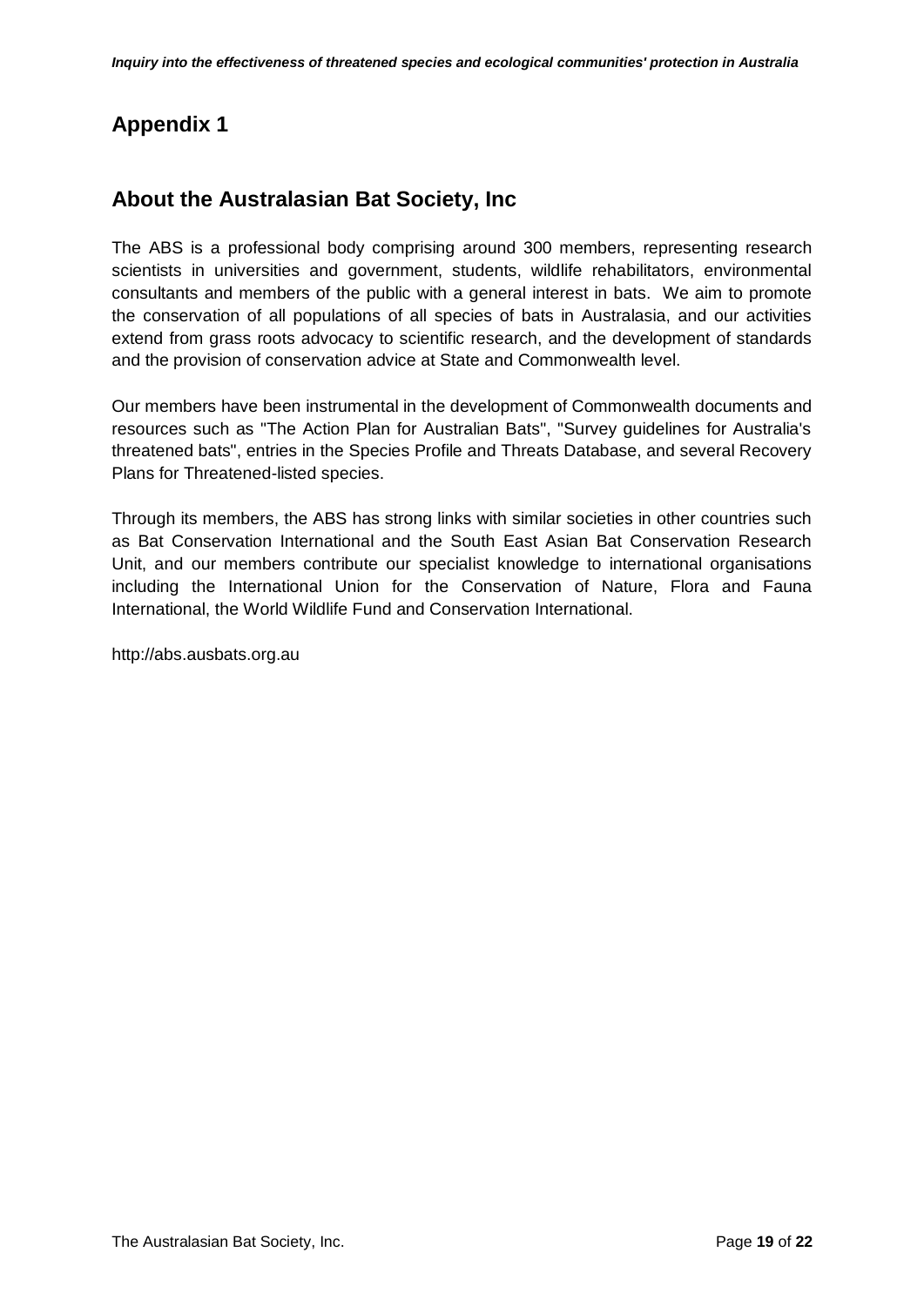# Appendix 1

## About the Australasian Bat Society, Inc

The ABS is a professional body comprising around 300 members, representing research scientists in universities and government, students, wildlife rehabilitators, environmental consultants and members of the public with a general interest in bats. We aim to promote the conservation of all populations of all species of bats in Australasia, and our activities extend from grass roots advocacy to scientific research, and the development of standards and the provision of conservation advice at State and Commonwealth level.

Our members have been instrumental in the development of Commonwealth documents and resources such as "The Action Plan for Australian Bats", "Survey guidelines for Australia's threatened bats", entries in the Species Profile and Threats Database, and several Recovery Plans for Threatened-listed species.

Through its members, the ABS has strong links with similar societies in other countries such as Bat Conservation International and the South East Asian Bat Conservation Research Unit, and our members contribute our specialist knowledge to international organisations including the International Union for the Conservation of Nature, Flora and Fauna International, the World Wildlife Fund and Conservation International.

http://abs.ausbats.org.au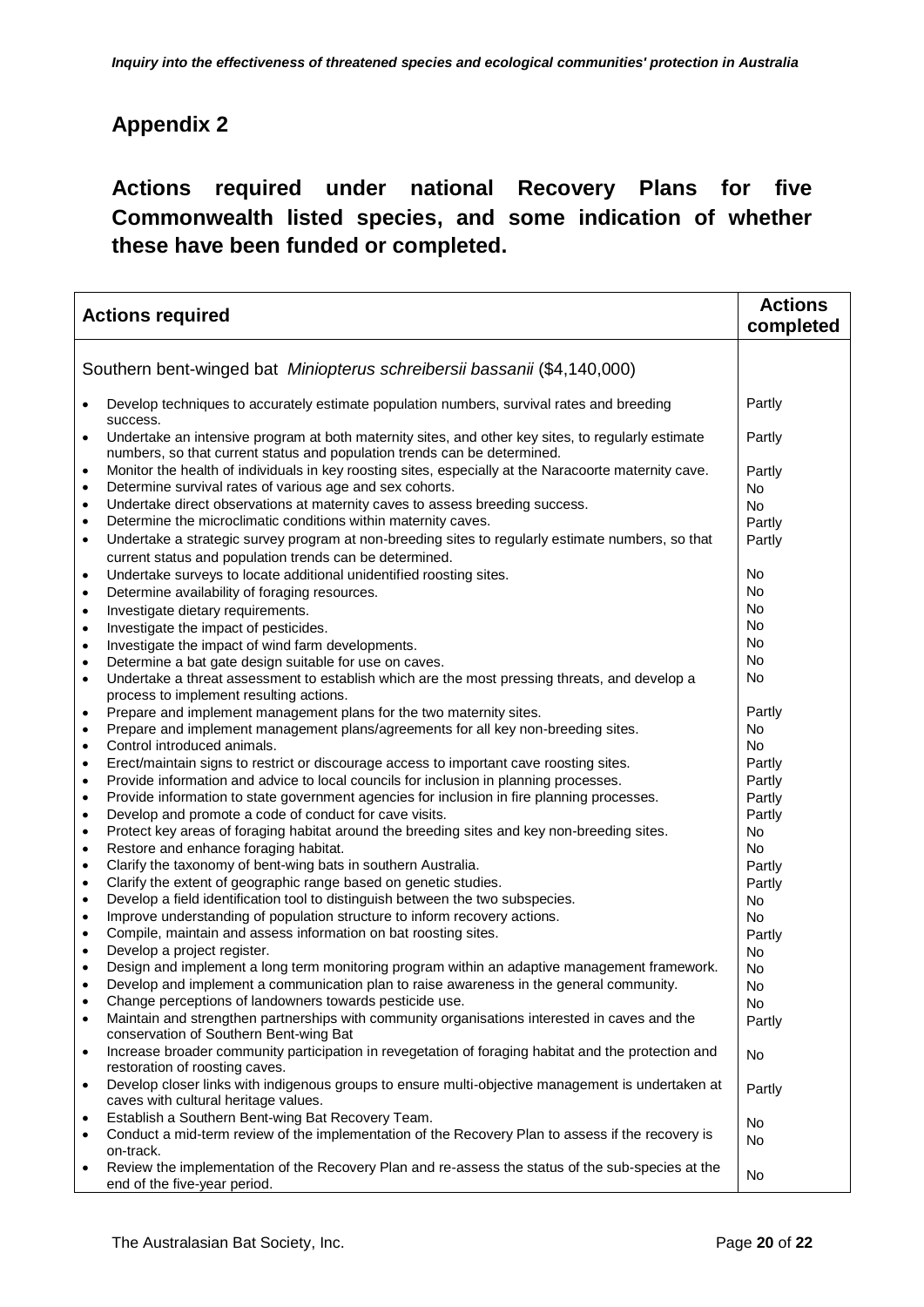## Appendix 2

## Actions required under national Recovery Plans for five Commonwealth listed species, and some indication of whether these have been funded or completed.

| Actions required | Actions completed |
| --- | --- |
| Southern bent-winged bat *Miniopterus schreibersii bassanii* ($4,140,000) | |
| • Develop techniques to accurately estimate population numbers, survival rates and breeding success. | Partly |
| • Undertake an intensive program at both maternity sites, and other key sites, to regularly estimate numbers, so that current status and population trends can be determined. | Partly |
| • Monitor the health of individuals in key roosting sites, especially at the Naracoorte maternity cave. | Partly |
| • Determine survival rates of various age and sex cohorts. | No |
| • Undertake direct observations at maternity caves to assess breeding success. | No |
| • Determine the microclimatic conditions within maternity caves. | Partly |
| • Undertake a strategic survey program at non-breeding sites to regularly estimate numbers, so that current status and population trends can be determined. | Partly |
| • Undertake surveys to locate additional unidentified roosting sites. | No |
| • Determine availability of foraging resources. | No |
| • Investigate dietary requirements. | No |
| • Investigate the impact of pesticides. | No |
| • Investigate the impact of wind farm developments. | No |
| • Determine a bat gate design suitable for use on caves. | No |
| • Undertake a threat assessment to establish which are the most pressing threats, and develop a process to implement resulting actions. | No |
| • Prepare and implement management plans for the two maternity sites. | Partly |
| • Prepare and implement management plans/agreements for all key non-breeding sites. | No |
| • Control introduced animals. | No |
| • Erect/maintain signs to restrict or discourage access to important cave roosting sites. | Partly |
| • Provide information and advice to local councils for inclusion in planning processes. | Partly |
| • Provide information to state government agencies for inclusion in fire planning processes. | Partly |
| • Develop and promote a code of conduct for cave visits. | Partly |
| • Protect key areas of foraging habitat around the breeding sites and key non-breeding sites. | No |
| • Restore and enhance foraging habitat. | No |
| • Clarify the taxonomy of bent-wing bats in southern Australia. | Partly |
| • Clarify the extent of geographic range based on genetic studies. | Partly |
| • Develop a field identification tool to distinguish between the two subspecies. | No |
| • Improve understanding of population structure to inform recovery actions. | No |
| • Compile, maintain and assess information on bat roosting sites. | Partly |
| • Develop a project register. | No |
| • Design and implement a long term monitoring program within an adaptive management framework. | No |
| • Develop and implement a communication plan to raise awareness in the general community. | No |
| • Change perceptions of landowners towards pesticide use. | No |
| • Maintain and strengthen partnerships with community organisations interested in caves and the conservation of Southern Bent-wing Bat | Partly |
| • Increase broader community participation in revegetation of foraging habitat and the protection and restoration of roosting caves. | No |
| • Develop closer links with indigenous groups to ensure multi-objective management is undertaken at caves with cultural heritage values. | Partly |
| • Establish a Southern Bent-wing Bat Recovery Team. | No |
| • Conduct a mid-term review of the implementation of the Recovery Plan to assess if the recovery is on-track. | No |
| • Review the implementation of the Recovery Plan and re-assess the status of the sub-species at the end of the five-year period. | No |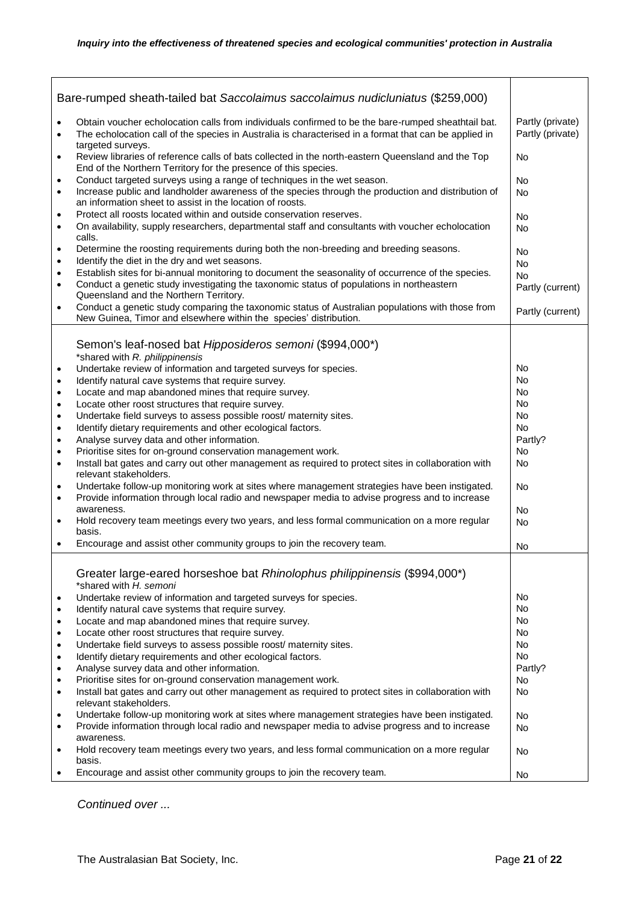| Bare-rumped sheath-tailed bat *Saccolaimus saccolaimus nudicluniatus* ($259,000) | |
|---|---|
| • Obtain voucher echolocation calls from individuals confirmed to be the bare-rumped sheathtail bat. | Partly (private) |
| • The echolocation call of the species in Australia is characterised in a format that can be applied in targeted surveys. | Partly (private) |
| • Review libraries of reference calls of bats collected in the north-eastern Queensland and the Top End of the Northern Territory for the presence of this species. | No |
| • Conduct targeted surveys using a range of techniques in the wet season. | No |
| • Increase public and landholder awareness of the species through the production and distribution of an information sheet to assist in the location of roosts. | No |
| • Protect all roosts located within and outside conservation reserves. | No |
| • On availability, supply researchers, departmental staff and consultants with voucher echolocation calls. | No |
| • Determine the roosting requirements during both the non-breeding and breeding seasons. | No |
| • Identify the diet in the dry and wet seasons. | No |
| • Establish sites for bi-annual monitoring to document the seasonality of occurrence of the species. | No |
| • Conduct a genetic study investigating the taxonomic status of populations in northeastern Queensland and the Northern Territory. | Partly (current) |
| • Conduct a genetic study comparing the taxonomic status of Australian populations with those from New Guinea, Timor and elsewhere within the species' distribution. | Partly (current) |
| **Semon's leaf-nosed bat *Hipposideros semoni* ($994,000*)** <br> *shared with *R. philippinensis* | |
| • Undertake review of information and targeted surveys for species. | No |
| • Identify natural cave systems that require survey. | No |
| • Locate and map abandoned mines that require survey. | No |
| • Locate other roost structures that require survey. | No |
| • Undertake field surveys to assess possible roost/ maternity sites. | No |
| • Identify dietary requirements and other ecological factors. | No |
| • Analyse survey data and other information. | Partly? |
| • Prioritise sites for on-ground conservation management work. | No |
| • Install bat gates and carry out other management as required to protect sites in collaboration with relevant stakeholders. | No |
| • Undertake follow-up monitoring work at sites where management strategies have been instigated. | No |
| • Provide information through local radio and newspaper media to advise progress and to increase awareness. | No |
| • Hold recovery team meetings every two years, and less formal communication on a more regular basis. | No |
| • Encourage and assist other community groups to join the recovery team. | No |
| **Greater large-eared horseshoe bat *Rhinolophus philippinensis* ($994,000*)** <br> *shared with *H. semoni* | |
| • Undertake review of information and targeted surveys for species. | No |
| • Identify natural cave systems that require survey. | No |
| • Locate and map abandoned mines that require survey. | No |
| • Locate other roost structures that require survey. | No |
| • Undertake field surveys to assess possible roost/ maternity sites. | No |
| • Identify dietary requirements and other ecological factors. | No |
| • Analyse survey data and other information. | Partly? |
| • Prioritise sites for on-ground conservation management work. | No |
| • Install bat gates and carry out other management as required to protect sites in collaboration with relevant stakeholders. | No |
| • Undertake follow-up monitoring work at sites where management strategies have been instigated. | No |
| • Provide information through local radio and newspaper media to advise progress and to increase awareness. | No |
| • Hold recovery team meetings every two years, and less formal communication on a more regular basis. | No |
| • Encourage and assist other community groups to join the recovery team. | No |

*Continued over ...*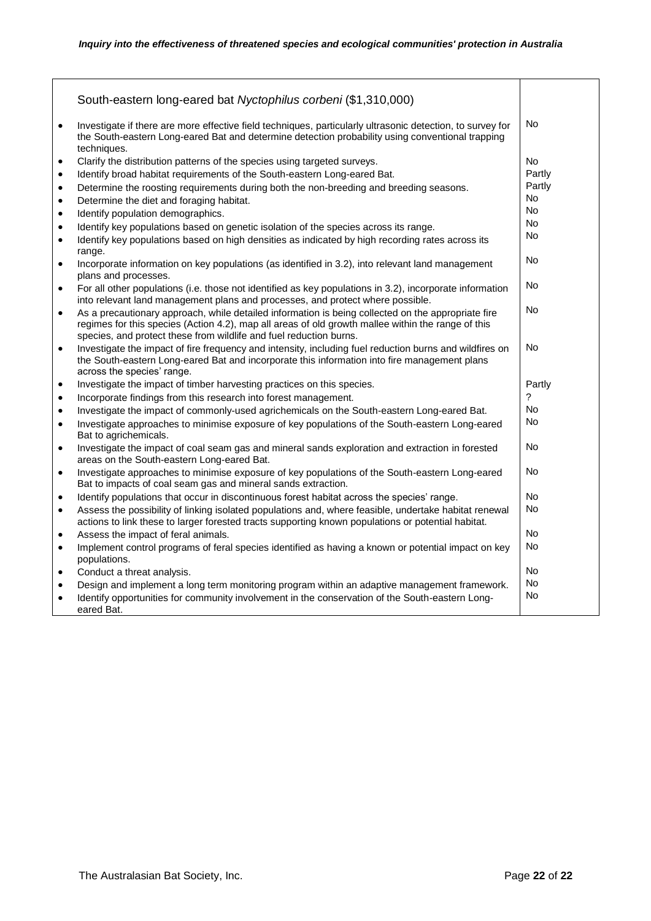| South-eastern long-eared bat *Nyctophilus corbeni* ($1,310,000) | |
|---|---|
| • Investigate if there are more effective field techniques, particularly ultrasonic detection, to survey for the South-eastern Long-eared Bat and determine detection probability using conventional trapping techniques. | No |
| • Clarify the distribution patterns of the species using targeted surveys. | No |
| • Identify broad habitat requirements of the South-eastern Long-eared Bat. | Partly |
| • Determine the roosting requirements during both the non-breeding and breeding seasons. | Partly |
| • Determine the diet and foraging habitat. | No |
| • Identify population demographics. | No |
| • Identify key populations based on genetic isolation of the species across its range. | No |
| • Identify key populations based on high densities as indicated by high recording rates across its range. | No |
| • Incorporate information on key populations (as identified in 3.2), into relevant land management plans and processes. | No |
| • For all other populations (i.e. those not identified as key populations in 3.2), incorporate information into relevant land management plans and processes, and protect where possible. | No |
| • As a precautionary approach, while detailed information is being collected on the appropriate fire regimes for this species (Action 4.2), map all areas of old growth mallee within the range of this species, and protect these from wildlife and fuel reduction burns. | No |
| • Investigate the impact of fire frequency and intensity, including fuel reduction burns and wildfires on the South-eastern Long-eared Bat and incorporate this information into fire management plans across the species' range. | No |
| • Investigate the impact of timber harvesting practices on this species. | Partly |
| • Incorporate findings from this research into forest management. | ? |
| • Investigate the impact of commonly-used agrichemicals on the South-eastern Long-eared Bat. | No |
| • Investigate approaches to minimise exposure of key populations of the South-eastern Long-eared Bat to agrichemicals. | No |
| • Investigate the impact of coal seam gas and mineral sands exploration and extraction in forested areas on the South-eastern Long-eared Bat. | No |
| • Investigate approaches to minimise exposure of key populations of the South-eastern Long-eared Bat to impacts of coal seam gas and mineral sands extraction. | No |
| • Identify populations that occur in discontinuous forest habitat across the species' range. | No |
| • Assess the possibility of linking isolated populations and, where feasible, undertake habitat renewal actions to link these to larger forested tracts supporting known populations or potential habitat. | No |
| • Assess the impact of feral animals. | No |
| • Implement control programs of feral species identified as having a known or potential impact on key populations. | No |
| • Conduct a threat analysis. | No |
| • Design and implement a long term monitoring program within an adaptive management framework. | No |
| • Identify opportunities for community involvement in the conservation of the South-eastern Long-eared Bat. | No |